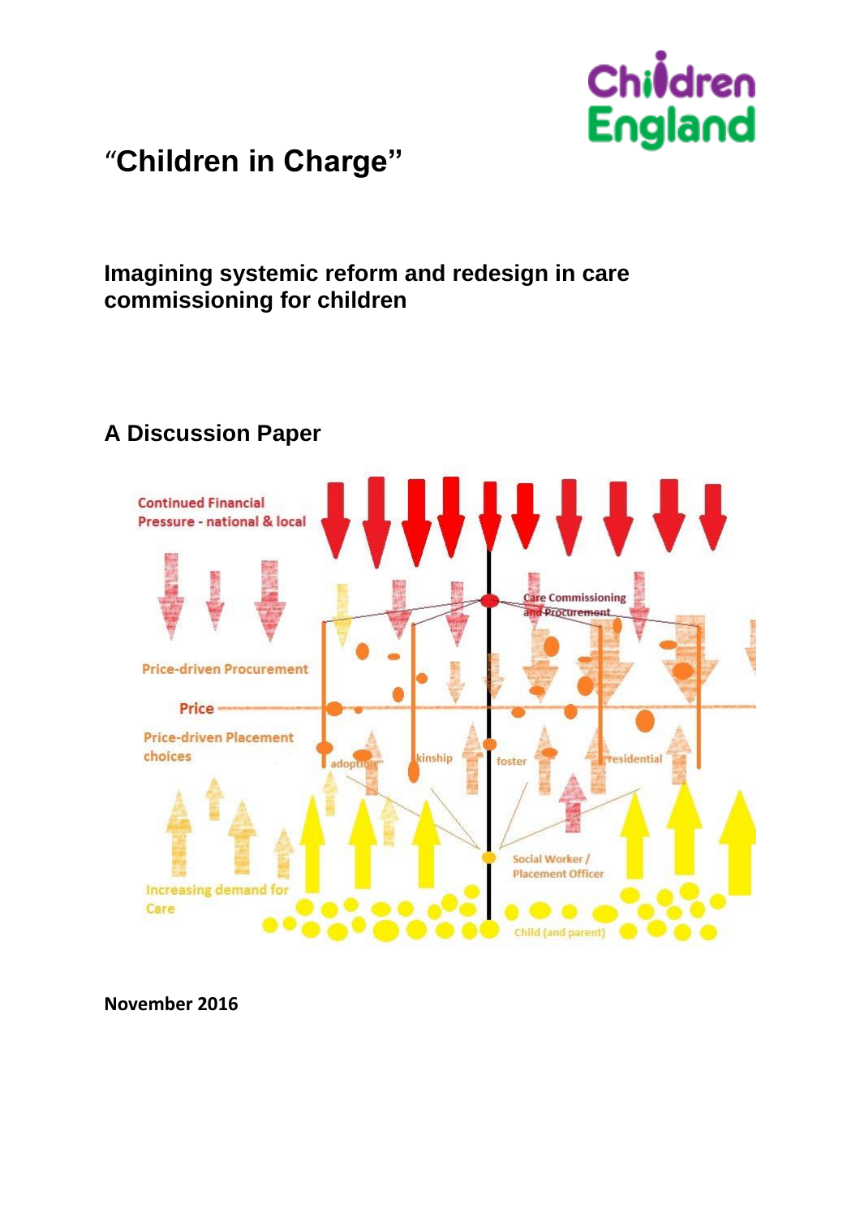# "Children in Charge"

## Imagining systemic reform and redesign in care commissioning for children

## A Discussion Paper

**November 2016**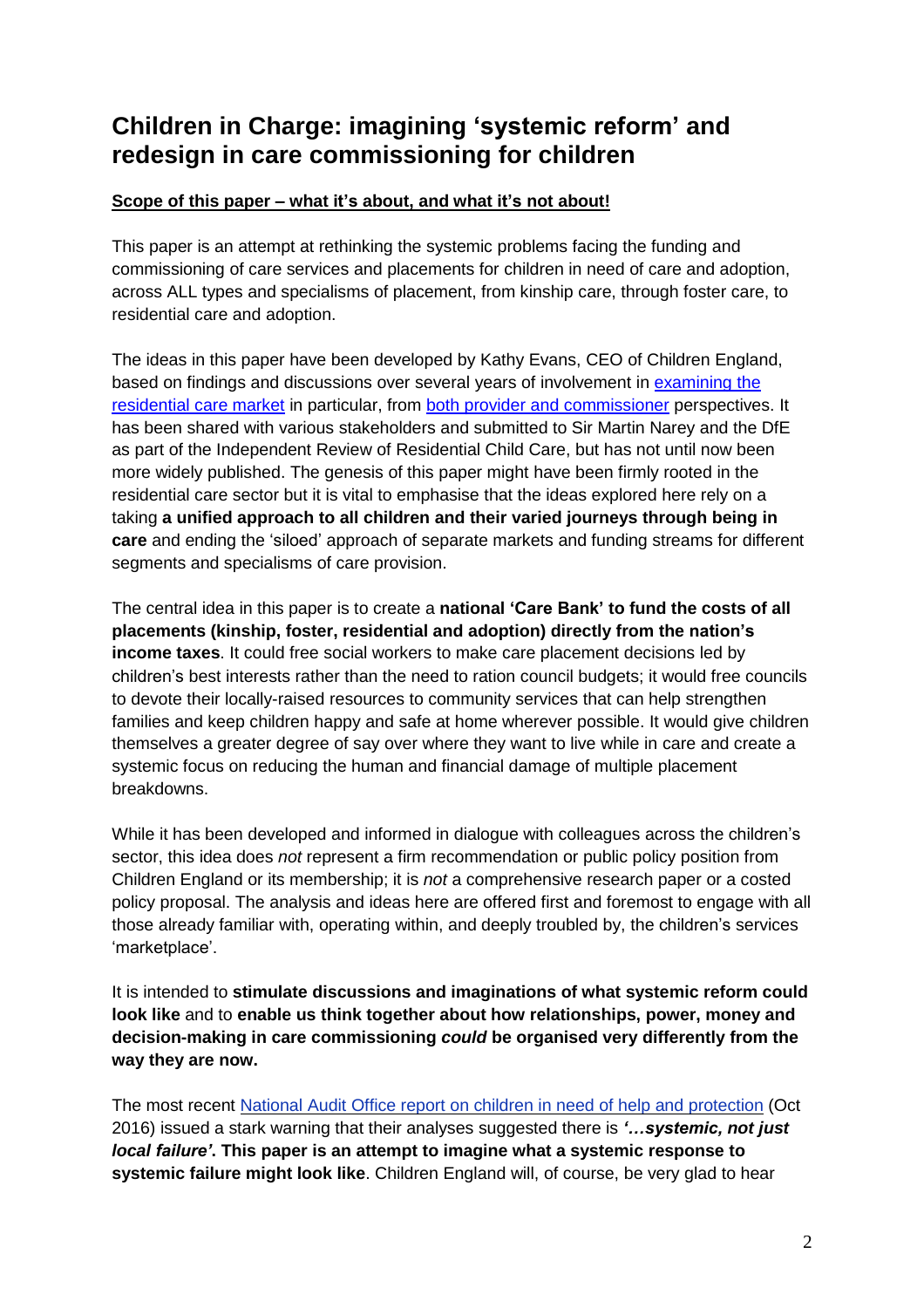## Children in Charge: imagining 'systemic reform' and redesign in care commissioning for children

**Scope of this paper – what it's about, and what it's not about!**

This paper is an attempt at rethinking the systemic problems facing the funding and commissioning of care services and placements for children in need of care and adoption, across ALL types and specialisms of placement, from kinship care, through foster care, to residential care and adoption.

The ideas in this paper have been developed by Kathy Evans, CEO of Children England, based on findings and discussions over several years of involvement in examining the residential care market in particular, from both provider and commissioner perspectives. It has been shared with various stakeholders and submitted to Sir Martin Narey and the DfE as part of the Independent Review of Residential Child Care, but has not until now been more widely published. The genesis of this paper might have been firmly rooted in the residential care sector but it is vital to emphasise that the ideas explored here rely on a taking **a unified approach to all children and their varied journeys through being in care** and ending the 'siloed' approach of separate markets and funding streams for different segments and specialisms of care provision.

The central idea in this paper is to create a **national 'Care Bank' to fund the costs of all placements (kinship, foster, residential and adoption) directly from the nation's income taxes**. It could free social workers to make care placement decisions led by children's best interests rather than the need to ration council budgets; it would free councils to devote their locally-raised resources to community services that can help strengthen families and keep children happy and safe at home wherever possible. It would give children themselves a greater degree of say over where they want to live while in care and create a systemic focus on reducing the human and financial damage of multiple placement breakdowns.

While it has been developed and informed in dialogue with colleagues across the children's sector, this idea does *not* represent a firm recommendation or public policy position from Children England or its membership; it is *not* a comprehensive research paper or a costed policy proposal. The analysis and ideas here are offered first and foremost to engage with all those already familiar with, operating within, and deeply troubled by, the children's services 'marketplace'.

It is intended to **stimulate discussions and imaginations of what systemic reform could look like** and to **enable us think together about how relationships, power, money and decision-making in care commissioning *could* be organised very differently from the way they are now.**

The most recent National Audit Office report on children in need of help and protection (Oct 2016) issued a stark warning that their analyses suggested there is ***'…systemic, not just local failure'*. This paper is an attempt to imagine what a systemic response to systemic failure might look like**. Children England will, of course, be very glad to hear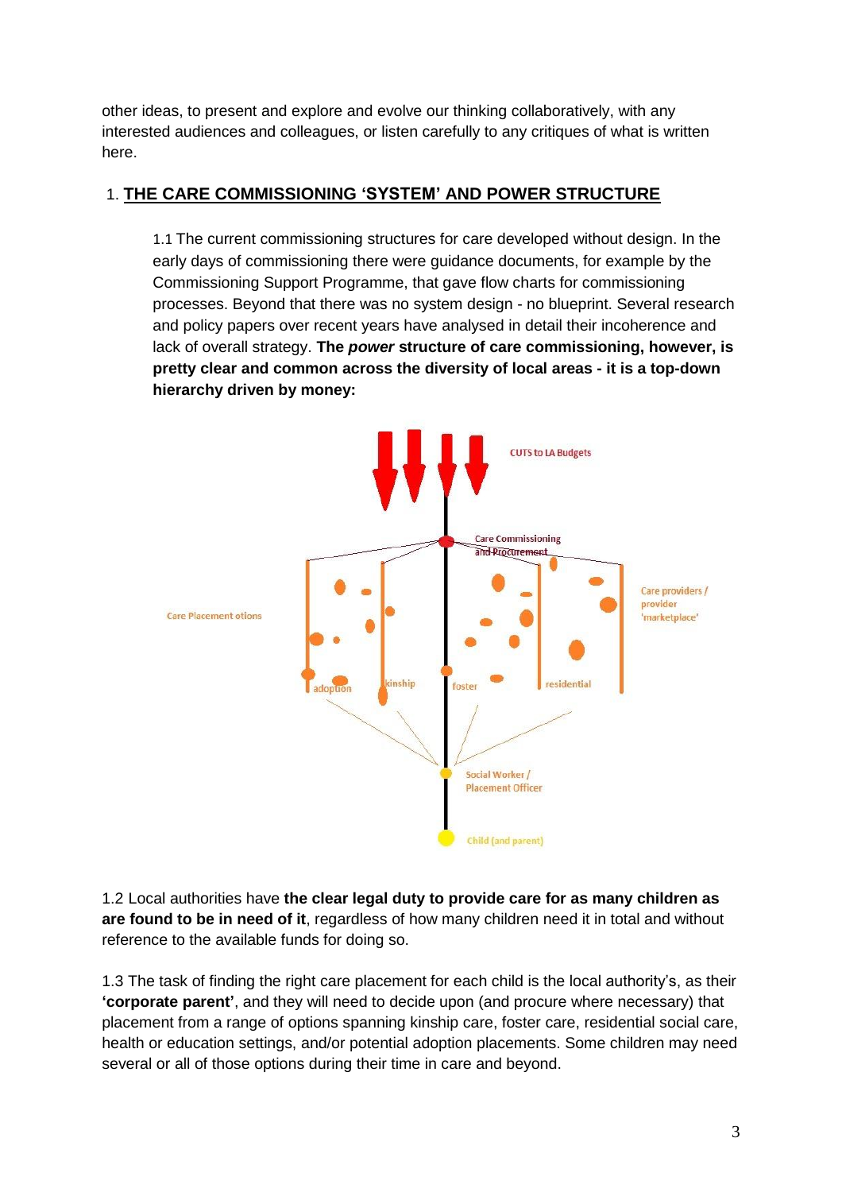other ideas, to present and explore and evolve our thinking collaboratively, with any interested audiences and colleagues, or listen carefully to any critiques of what is written here.

## 1. THE CARE COMMISSIONING 'SYSTEM' AND POWER STRUCTURE

1.1 The current commissioning structures for care developed without design. In the early days of commissioning there were guidance documents, for example by the Commissioning Support Programme, that gave flow charts for commissioning processes. Beyond that there was no system design - no blueprint. Several research and policy papers over recent years have analysed in detail their incoherence and lack of overall strategy. **The *power* structure of care commissioning, however, is pretty clear and common across the diversity of local areas - it is a top-down hierarchy driven by money:**

1.2 Local authorities have **the clear legal duty to provide care for as many children as are found to be in need of it**, regardless of how many children need it in total and without reference to the available funds for doing so.

1.3 The task of finding the right care placement for each child is the local authority's, as their **'corporate parent'**, and they will need to decide upon (and procure where necessary) that placement from a range of options spanning kinship care, foster care, residential social care, health or education settings, and/or potential adoption placements. Some children may need several or all of those options during their time in care and beyond.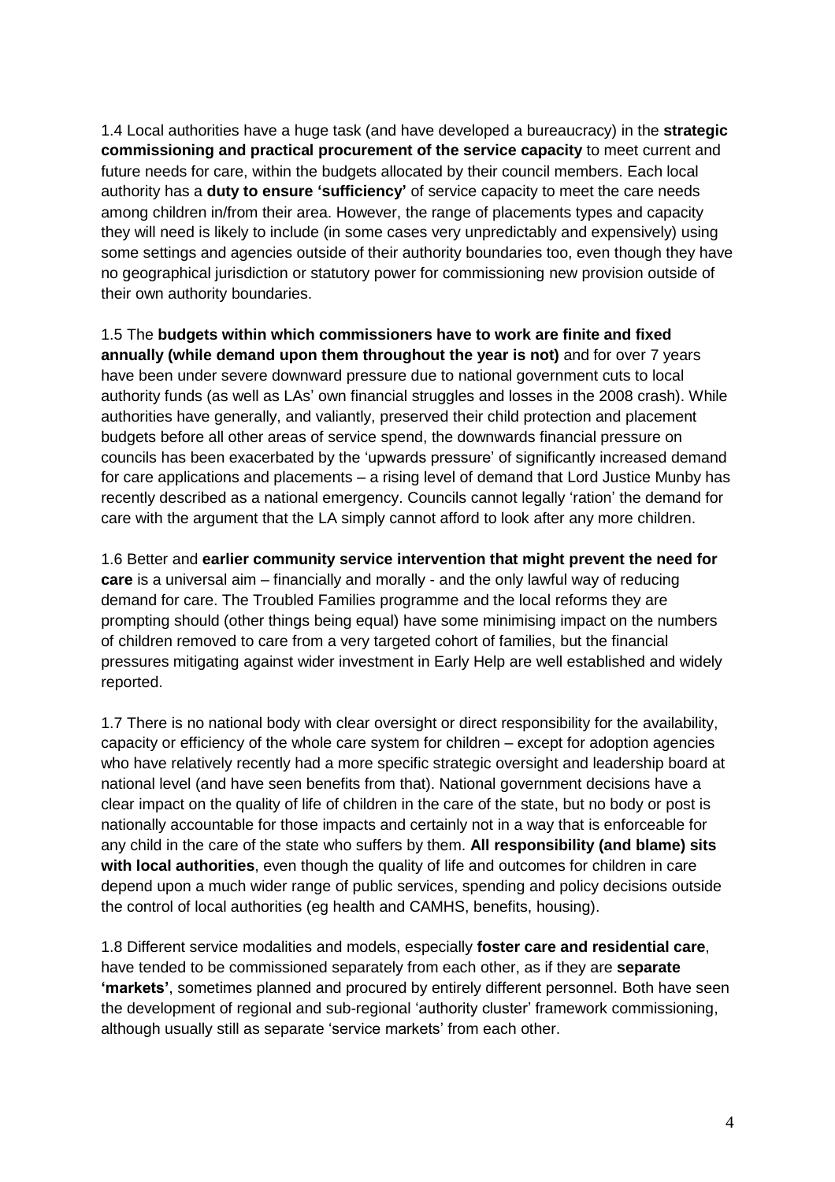1.4 Local authorities have a huge task (and have developed a bureaucracy) in the **strategic commissioning and practical procurement of the service capacity** to meet current and future needs for care, within the budgets allocated by their council members. Each local authority has a **duty to ensure 'sufficiency'** of service capacity to meet the care needs among children in/from their area. However, the range of placements types and capacity they will need is likely to include (in some cases very unpredictably and expensively) using some settings and agencies outside of their authority boundaries too, even though they have no geographical jurisdiction or statutory power for commissioning new provision outside of their own authority boundaries.

1.5 The **budgets within which commissioners have to work are finite and fixed annually (while demand upon them throughout the year is not)** and for over 7 years have been under severe downward pressure due to national government cuts to local authority funds (as well as LAs' own financial struggles and losses in the 2008 crash). While authorities have generally, and valiantly, preserved their child protection and placement budgets before all other areas of service spend, the downwards financial pressure on councils has been exacerbated by the 'upwards pressure' of significantly increased demand for care applications and placements – a rising level of demand that Lord Justice Munby has recently described as a national emergency. Councils cannot legally 'ration' the demand for care with the argument that the LA simply cannot afford to look after any more children.

1.6 Better and **earlier community service intervention that might prevent the need for care** is a universal aim – financially and morally - and the only lawful way of reducing demand for care. The Troubled Families programme and the local reforms they are prompting should (other things being equal) have some minimising impact on the numbers of children removed to care from a very targeted cohort of families, but the financial pressures mitigating against wider investment in Early Help are well established and widely reported.

1.7 There is no national body with clear oversight or direct responsibility for the availability, capacity or efficiency of the whole care system for children – except for adoption agencies who have relatively recently had a more specific strategic oversight and leadership board at national level (and have seen benefits from that). National government decisions have a clear impact on the quality of life of children in the care of the state, but no body or post is nationally accountable for those impacts and certainly not in a way that is enforceable for any child in the care of the state who suffers by them. **All responsibility (and blame) sits with local authorities**, even though the quality of life and outcomes for children in care depend upon a much wider range of public services, spending and policy decisions outside the control of local authorities (eg health and CAMHS, benefits, housing).

1.8 Different service modalities and models, especially **foster care and residential care**, have tended to be commissioned separately from each other, as if they are **separate 'markets'**, sometimes planned and procured by entirely different personnel. Both have seen the development of regional and sub-regional 'authority cluster' framework commissioning, although usually still as separate 'service markets' from each other.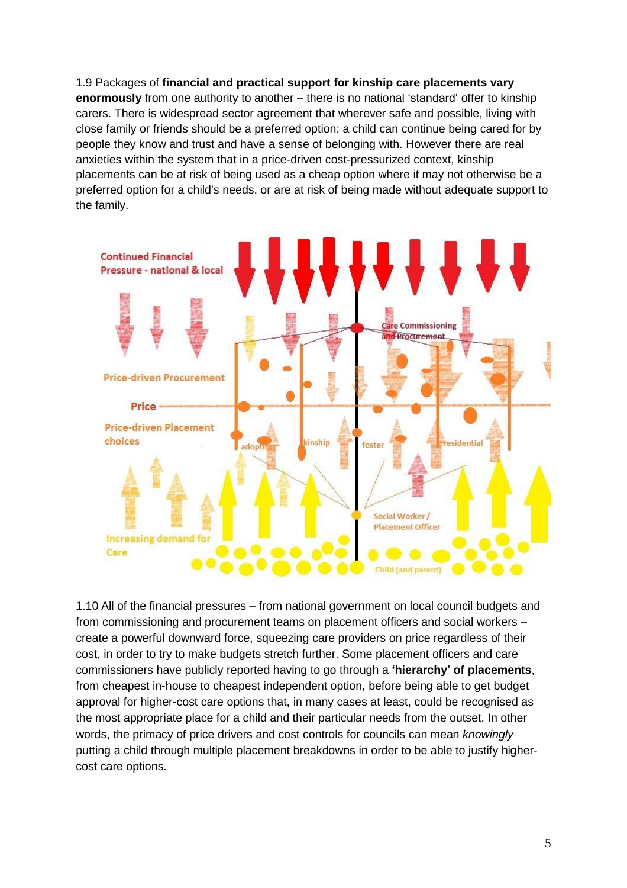1.9 Packages of **financial and practical support for kinship care placements vary enormously** from one authority to another – there is no national 'standard' offer to kinship carers. There is widespread sector agreement that wherever safe and possible, living with close family or friends should be a preferred option: a child can continue being cared for by people they know and trust and have a sense of belonging with. However there are real anxieties within the system that in a price-driven cost-pressurized context, kinship placements can be at risk of being used as a cheap option where it may not otherwise be a preferred option for a child's needs, or are at risk of being made without adequate support to the family.

1.10 All of the financial pressures – from national government on local council budgets and from commissioning and procurement teams on placement officers and social workers – create a powerful downward force, squeezing care providers on price regardless of their cost, in order to try to make budgets stretch further. Some placement officers and care commissioners have publicly reported having to go through a **'hierarchy' of placements**, from cheapest in-house to cheapest independent option, before being able to get budget approval for higher-cost care options that, in many cases at least, could be recognised as the most appropriate place for a child and their particular needs from the outset. In other words, the primacy of price drivers and cost controls for councils can mean *knowingly* putting a child through multiple placement breakdowns in order to be able to justify higher-cost care options.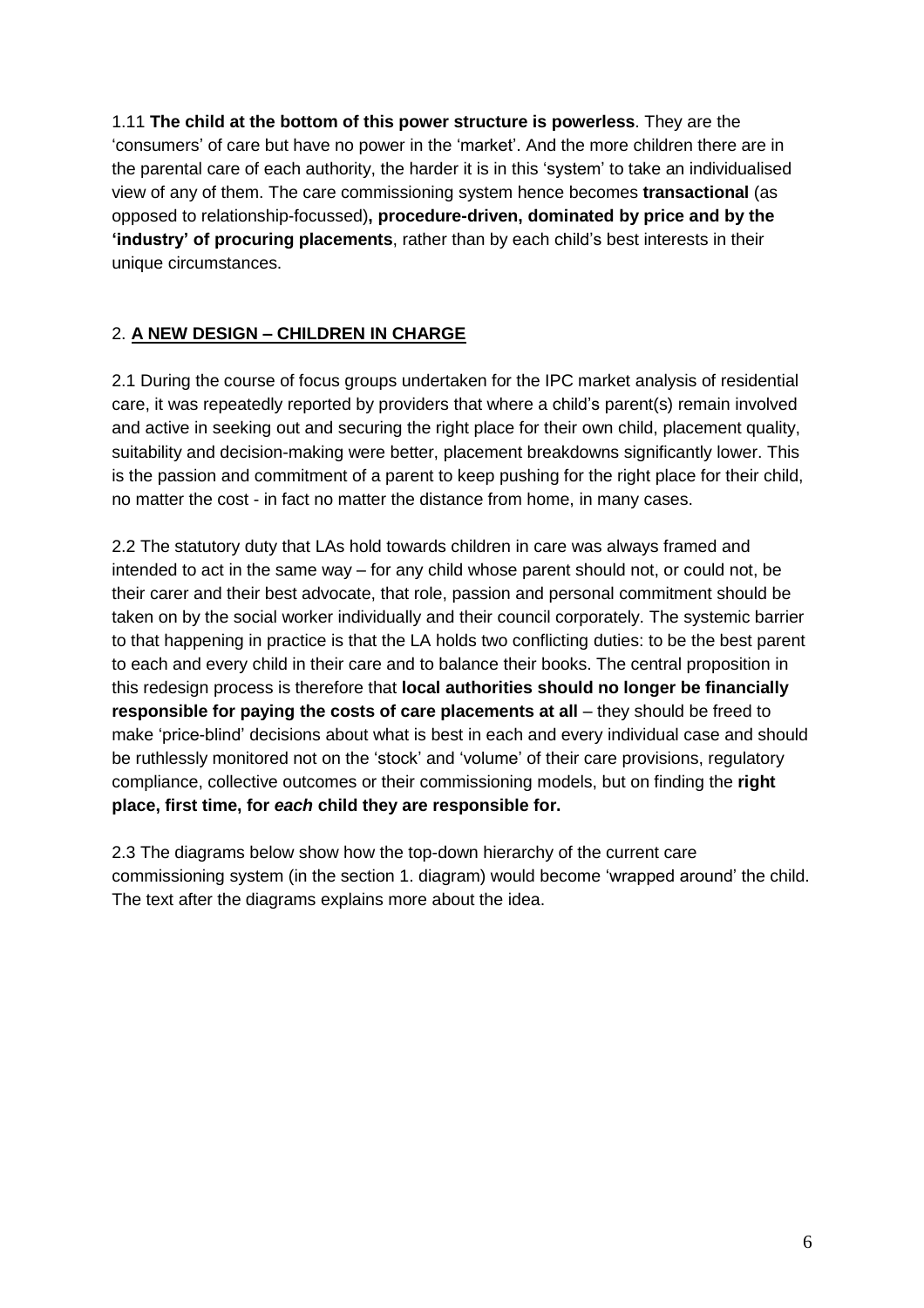1.11 **The child at the bottom of this power structure is powerless**. They are the 'consumers' of care but have no power in the 'market'. And the more children there are in the parental care of each authority, the harder it is in this 'system' to take an individualised view of any of them. The care commissioning system hence becomes **transactional** (as opposed to relationship-focussed)**, procedure-driven, dominated by price and by the 'industry' of procuring placements**, rather than by each child's best interests in their unique circumstances.

## 2. A NEW DESIGN – CHILDREN IN CHARGE

2.1 During the course of focus groups undertaken for the IPC market analysis of residential care, it was repeatedly reported by providers that where a child's parent(s) remain involved and active in seeking out and securing the right place for their own child, placement quality, suitability and decision-making were better, placement breakdowns significantly lower. This is the passion and commitment of a parent to keep pushing for the right place for their child, no matter the cost - in fact no matter the distance from home, in many cases.

2.2 The statutory duty that LAs hold towards children in care was always framed and intended to act in the same way – for any child whose parent should not, or could not, be their carer and their best advocate, that role, passion and personal commitment should be taken on by the social worker individually and their council corporately. The systemic barrier to that happening in practice is that the LA holds two conflicting duties: to be the best parent to each and every child in their care and to balance their books. The central proposition in this redesign process is therefore that **local authorities should no longer be financially responsible for paying the costs of care placements at all** – they should be freed to make 'price-blind' decisions about what is best in each and every individual case and should be ruthlessly monitored not on the 'stock' and 'volume' of their care provisions, regulatory compliance, collective outcomes or their commissioning models, but on finding the **right place, first time, for *each* child they are responsible for.**

2.3 The diagrams below show how the top-down hierarchy of the current care commissioning system (in the section 1. diagram) would become 'wrapped around' the child. The text after the diagrams explains more about the idea.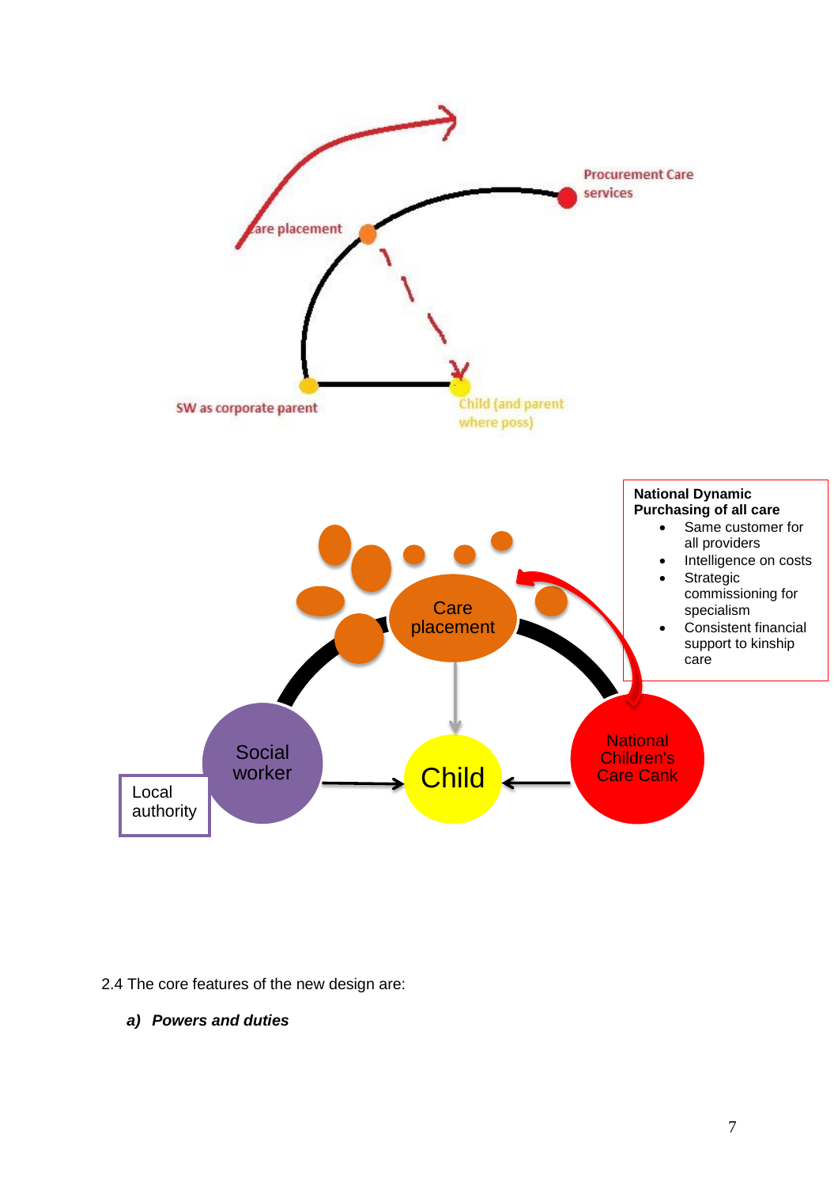**National Dynamic Purchasing of all care**

- Same customer for all providers
- Intelligence on costs
- Strategic commissioning for specialism
- Consistent financial support to kinship care

2.4 The core features of the new design are:

***a) Powers and duties***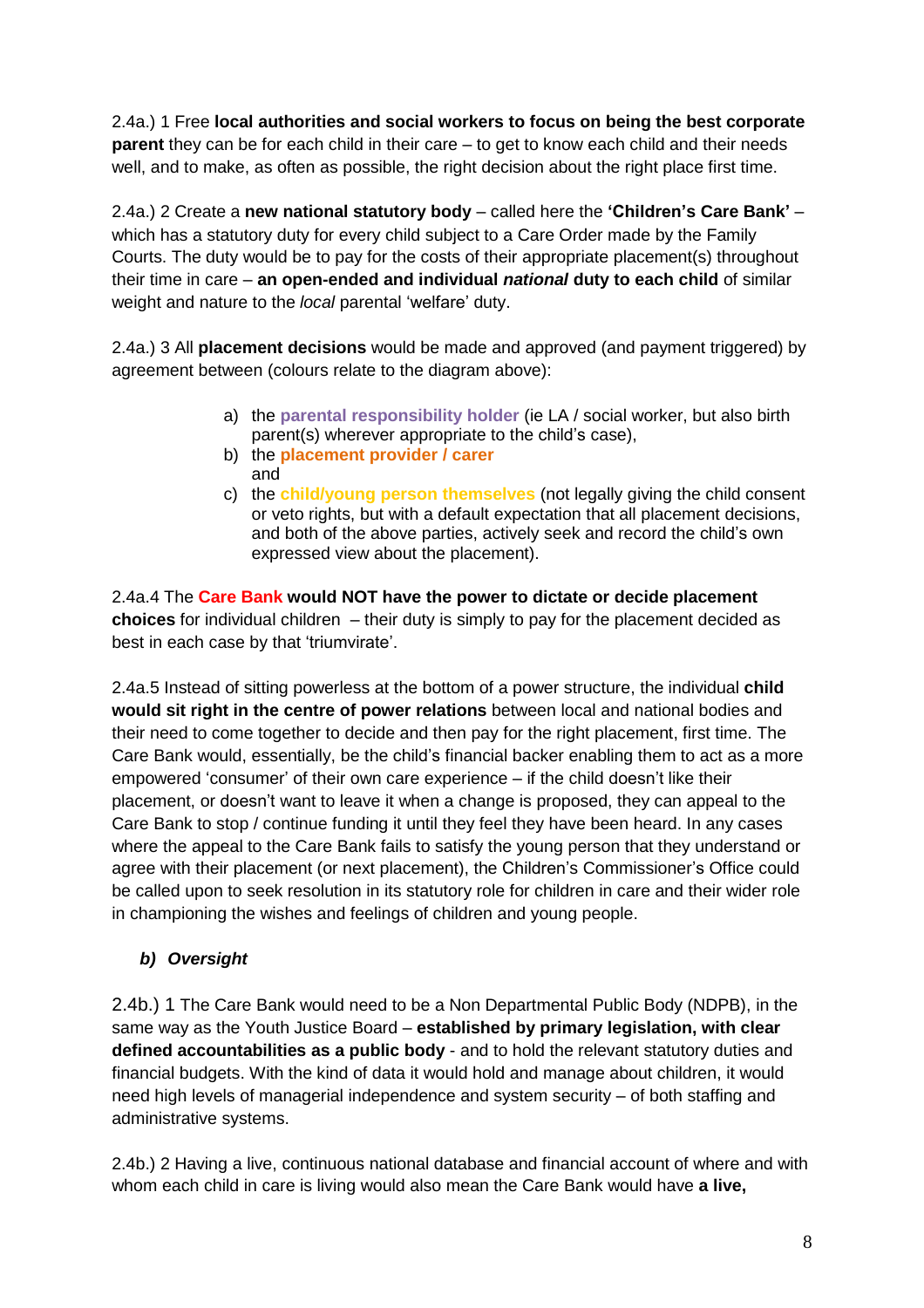2.4a.) 1 Free **local authorities and social workers to focus on being the best corporate parent** they can be for each child in their care – to get to know each child and their needs well, and to make, as often as possible, the right decision about the right place first time.

2.4a.) 2 Create a **new national statutory body** – called here the **'Children's Care Bank'** – which has a statutory duty for every child subject to a Care Order made by the Family Courts. The duty would be to pay for the costs of their appropriate placement(s) throughout their time in care – **an open-ended and individual *national* duty to each child** of similar weight and nature to the *local* parental 'welfare' duty.

2.4a.) 3 All **placement decisions** would be made and approved (and payment triggered) by agreement between (colours relate to the diagram above):

a) the **parental responsibility holder** (ie LA / social worker, but also birth parent(s) wherever appropriate to the child's case),
b) the **placement provider / carer** and
c) the **child/young person themselves** (not legally giving the child consent or veto rights, but with a default expectation that all placement decisions, and both of the above parties, actively seek and record the child's own expressed view about the placement).

2.4a.4 The **Care Bank would NOT have the power to dictate or decide placement choices** for individual children – their duty is simply to pay for the placement decided as best in each case by that 'triumvirate'.

2.4a.5 Instead of sitting powerless at the bottom of a power structure, the individual **child would sit right in the centre of power relations** between local and national bodies and their need to come together to decide and then pay for the right placement, first time. The Care Bank would, essentially, be the child's financial backer enabling them to act as a more empowered 'consumer' of their own care experience – if the child doesn't like their placement, or doesn't want to leave it when a change is proposed, they can appeal to the Care Bank to stop / continue funding it until they feel they have been heard. In any cases where the appeal to the Care Bank fails to satisfy the young person that they understand or agree with their placement (or next placement), the Children's Commissioner's Office could be called upon to seek resolution in its statutory role for children in care and their wider role in championing the wishes and feelings of children and young people.

### *b) Oversight*

2.4b.) 1 The Care Bank would need to be a Non Departmental Public Body (NDPB), in the same way as the Youth Justice Board – **established by primary legislation, with clear defined accountabilities as a public body** - and to hold the relevant statutory duties and financial budgets. With the kind of data it would hold and manage about children, it would need high levels of managerial independence and system security – of both staffing and administrative systems.

2.4b.) 2 Having a live, continuous national database and financial account of where and with whom each child in care is living would also mean the Care Bank would have **a live,**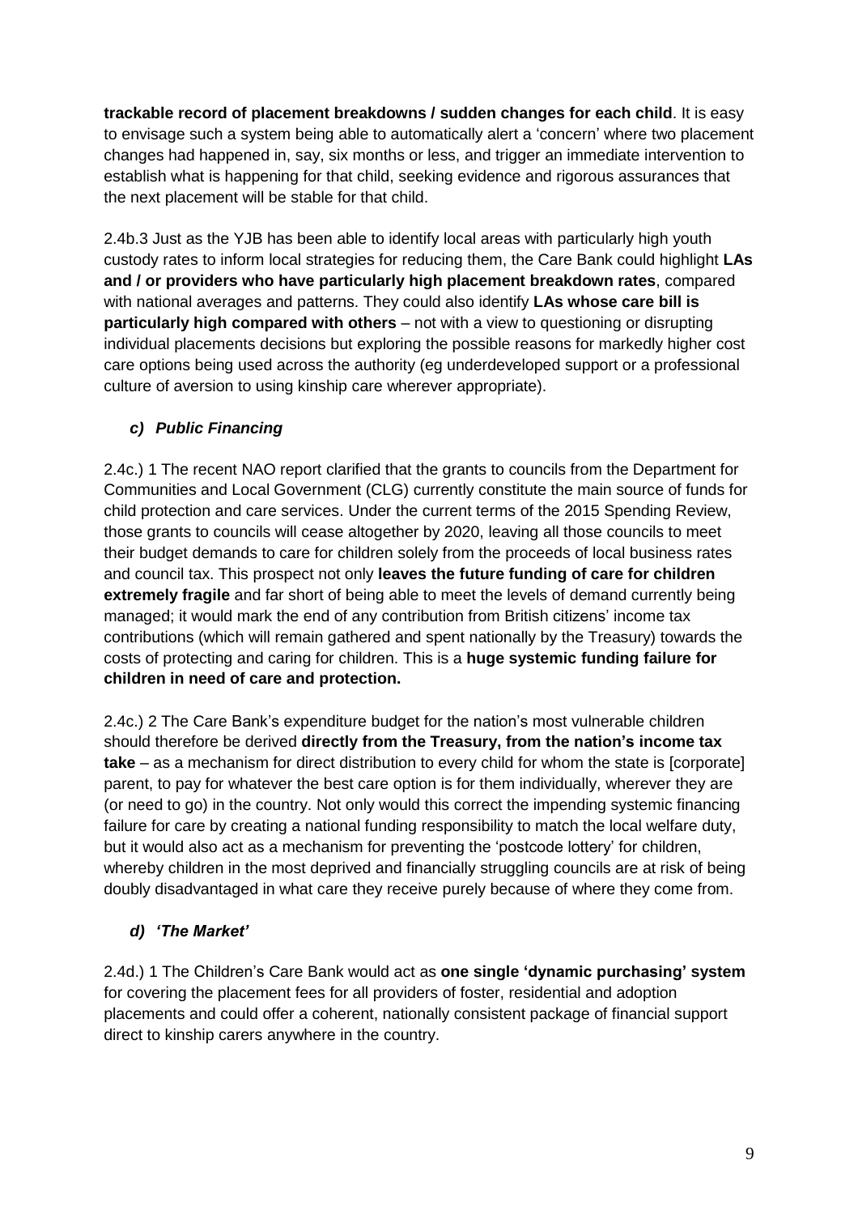**trackable record of placement breakdowns / sudden changes for each child**. It is easy to envisage such a system being able to automatically alert a 'concern' where two placement changes had happened in, say, six months or less, and trigger an immediate intervention to establish what is happening for that child, seeking evidence and rigorous assurances that the next placement will be stable for that child.

2.4b.3 Just as the YJB has been able to identify local areas with particularly high youth custody rates to inform local strategies for reducing them, the Care Bank could highlight **LAs and / or providers who have particularly high placement breakdown rates**, compared with national averages and patterns. They could also identify **LAs whose care bill is particularly high compared with others** – not with a view to questioning or disrupting individual placements decisions but exploring the possible reasons for markedly higher cost care options being used across the authority (eg underdeveloped support or a professional culture of aversion to using kinship care wherever appropriate).

### *c) Public Financing*

2.4c.) 1 The recent NAO report clarified that the grants to councils from the Department for Communities and Local Government (CLG) currently constitute the main source of funds for child protection and care services. Under the current terms of the 2015 Spending Review, those grants to councils will cease altogether by 2020, leaving all those councils to meet their budget demands to care for children solely from the proceeds of local business rates and council tax. This prospect not only **leaves the future funding of care for children extremely fragile** and far short of being able to meet the levels of demand currently being managed; it would mark the end of any contribution from British citizens' income tax contributions (which will remain gathered and spent nationally by the Treasury) towards the costs of protecting and caring for children. This is a **huge systemic funding failure for children in need of care and protection.**

2.4c.) 2 The Care Bank's expenditure budget for the nation's most vulnerable children should therefore be derived **directly from the Treasury, from the nation's income tax take** – as a mechanism for direct distribution to every child for whom the state is [corporate] parent, to pay for whatever the best care option is for them individually, wherever they are (or need to go) in the country. Not only would this correct the impending systemic financing failure for care by creating a national funding responsibility to match the local welfare duty, but it would also act as a mechanism for preventing the 'postcode lottery' for children, whereby children in the most deprived and financially struggling councils are at risk of being doubly disadvantaged in what care they receive purely because of where they come from.

### *d) 'The Market'*

2.4d.) 1 The Children's Care Bank would act as **one single 'dynamic purchasing' system** for covering the placement fees for all providers of foster, residential and adoption placements and could offer a coherent, nationally consistent package of financial support direct to kinship carers anywhere in the country.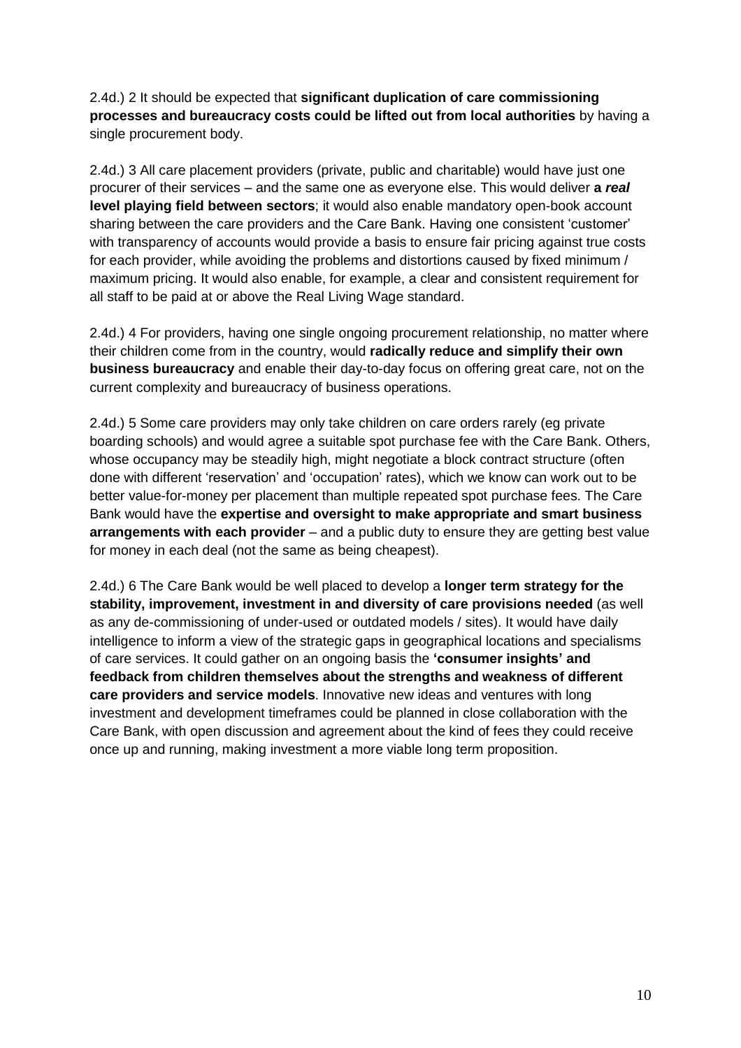2.4d.) 2 It should be expected that **significant duplication of care commissioning processes and bureaucracy costs could be lifted out from local authorities** by having a single procurement body.

2.4d.) 3 All care placement providers (private, public and charitable) would have just one procurer of their services – and the same one as everyone else. This would deliver **a *real* level playing field between sectors**; it would also enable mandatory open-book account sharing between the care providers and the Care Bank. Having one consistent 'customer' with transparency of accounts would provide a basis to ensure fair pricing against true costs for each provider, while avoiding the problems and distortions caused by fixed minimum / maximum pricing. It would also enable, for example, a clear and consistent requirement for all staff to be paid at or above the Real Living Wage standard.

2.4d.) 4 For providers, having one single ongoing procurement relationship, no matter where their children come from in the country, would **radically reduce and simplify their own business bureaucracy** and enable their day-to-day focus on offering great care, not on the current complexity and bureaucracy of business operations.

2.4d.) 5 Some care providers may only take children on care orders rarely (eg private boarding schools) and would agree a suitable spot purchase fee with the Care Bank. Others, whose occupancy may be steadily high, might negotiate a block contract structure (often done with different 'reservation' and 'occupation' rates), which we know can work out to be better value-for-money per placement than multiple repeated spot purchase fees. The Care Bank would have the **expertise and oversight to make appropriate and smart business arrangements with each provider** – and a public duty to ensure they are getting best value for money in each deal (not the same as being cheapest).

2.4d.) 6 The Care Bank would be well placed to develop a **longer term strategy for the stability, improvement, investment in and diversity of care provisions needed** (as well as any de-commissioning of under-used or outdated models / sites). It would have daily intelligence to inform a view of the strategic gaps in geographical locations and specialisms of care services. It could gather on an ongoing basis the **'consumer insights' and feedback from children themselves about the strengths and weakness of different care providers and service models**. Innovative new ideas and ventures with long investment and development timeframes could be planned in close collaboration with the Care Bank, with open discussion and agreement about the kind of fees they could receive once up and running, making investment a more viable long term proposition.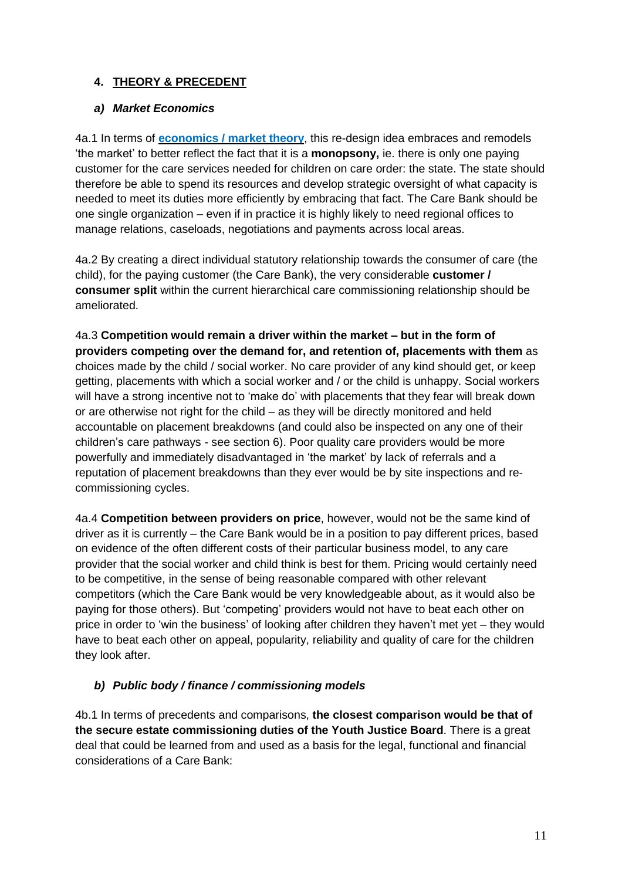## 4. THEORY & PRECEDENT

### *a) Market Economics*

4a.1 In terms of **economics / market theory**, this re-design idea embraces and remodels 'the market' to better reflect the fact that it is a **monopsony,** ie. there is only one paying customer for the care services needed for children on care order: the state. The state should therefore be able to spend its resources and develop strategic oversight of what capacity is needed to meet its duties more efficiently by embracing that fact. The Care Bank should be one single organization – even if in practice it is highly likely to need regional offices to manage relations, caseloads, negotiations and payments across local areas.

4a.2 By creating a direct individual statutory relationship towards the consumer of care (the child), for the paying customer (the Care Bank), the very considerable **customer / consumer split** within the current hierarchical care commissioning relationship should be ameliorated.

4a.3 **Competition would remain a driver within the market – but in the form of providers competing over the demand for, and retention of, placements with them** as choices made by the child / social worker. No care provider of any kind should get, or keep getting, placements with which a social worker and / or the child is unhappy. Social workers will have a strong incentive not to 'make do' with placements that they fear will break down or are otherwise not right for the child – as they will be directly monitored and held accountable on placement breakdowns (and could also be inspected on any one of their children's care pathways - see section 6). Poor quality care providers would be more powerfully and immediately disadvantaged in 'the market' by lack of referrals and a reputation of placement breakdowns than they ever would be by site inspections and re-commissioning cycles.

4a.4 **Competition between providers on price**, however, would not be the same kind of driver as it is currently – the Care Bank would be in a position to pay different prices, based on evidence of the often different costs of their particular business model, to any care provider that the social worker and child think is best for them. Pricing would certainly need to be competitive, in the sense of being reasonable compared with other relevant competitors (which the Care Bank would be very knowledgeable about, as it would also be paying for those others). But 'competing' providers would not have to beat each other on price in order to 'win the business' of looking after children they haven't met yet – they would have to beat each other on appeal, popularity, reliability and quality of care for the children they look after.

### *b) Public body / finance / commissioning models*

4b.1 In terms of precedents and comparisons, **the closest comparison would be that of the secure estate commissioning duties of the Youth Justice Board**. There is a great deal that could be learned from and used as a basis for the legal, functional and financial considerations of a Care Bank: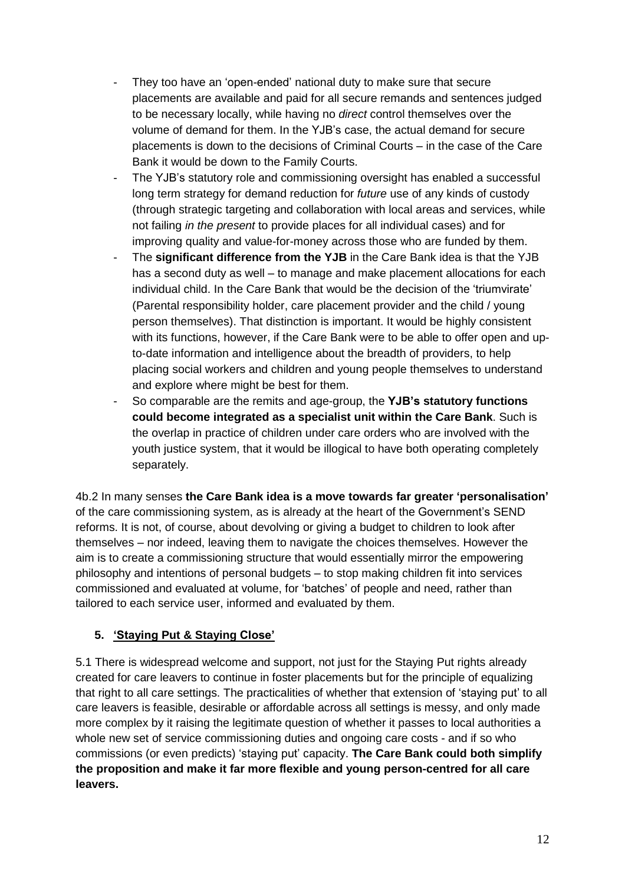- They too have an 'open-ended' national duty to make sure that secure placements are available and paid for all secure remands and sentences judged to be necessary locally, while having no *direct* control themselves over the volume of demand for them. In the YJB's case, the actual demand for secure placements is down to the decisions of Criminal Courts – in the case of the Care Bank it would be down to the Family Courts.
- The YJB's statutory role and commissioning oversight has enabled a successful long term strategy for demand reduction for *future* use of any kinds of custody (through strategic targeting and collaboration with local areas and services, while not failing *in the present* to provide places for all individual cases) and for improving quality and value-for-money across those who are funded by them.
- The **significant difference from the YJB** in the Care Bank idea is that the YJB has a second duty as well – to manage and make placement allocations for each individual child. In the Care Bank that would be the decision of the 'triumvirate' (Parental responsibility holder, care placement provider and the child / young person themselves). That distinction is important. It would be highly consistent with its functions, however, if the Care Bank were to be able to offer open and up-to-date information and intelligence about the breadth of providers, to help placing social workers and children and young people themselves to understand and explore where might be best for them.
- So comparable are the remits and age-group, the **YJB's statutory functions could become integrated as a specialist unit within the Care Bank**. Such is the overlap in practice of children under care orders who are involved with the youth justice system, that it would be illogical to have both operating completely separately.

4b.2 In many senses **the Care Bank idea is a move towards far greater 'personalisation'** of the care commissioning system, as is already at the heart of the Government's SEND reforms. It is not, of course, about devolving or giving a budget to children to look after themselves – nor indeed, leaving them to navigate the choices themselves. However the aim is to create a commissioning structure that would essentially mirror the empowering philosophy and intentions of personal budgets – to stop making children fit into services commissioned and evaluated at volume, for 'batches' of people and need, rather than tailored to each service user, informed and evaluated by them.

## 5. 'Staying Put & Staying Close'

5.1 There is widespread welcome and support, not just for the Staying Put rights already created for care leavers to continue in foster placements but for the principle of equalizing that right to all care settings. The practicalities of whether that extension of 'staying put' to all care leavers is feasible, desirable or affordable across all settings is messy, and only made more complex by it raising the legitimate question of whether it passes to local authorities a whole new set of service commissioning duties and ongoing care costs - and if so who commissions (or even predicts) 'staying put' capacity. **The Care Bank could both simplify the proposition and make it far more flexible and young person-centred for all care leavers.**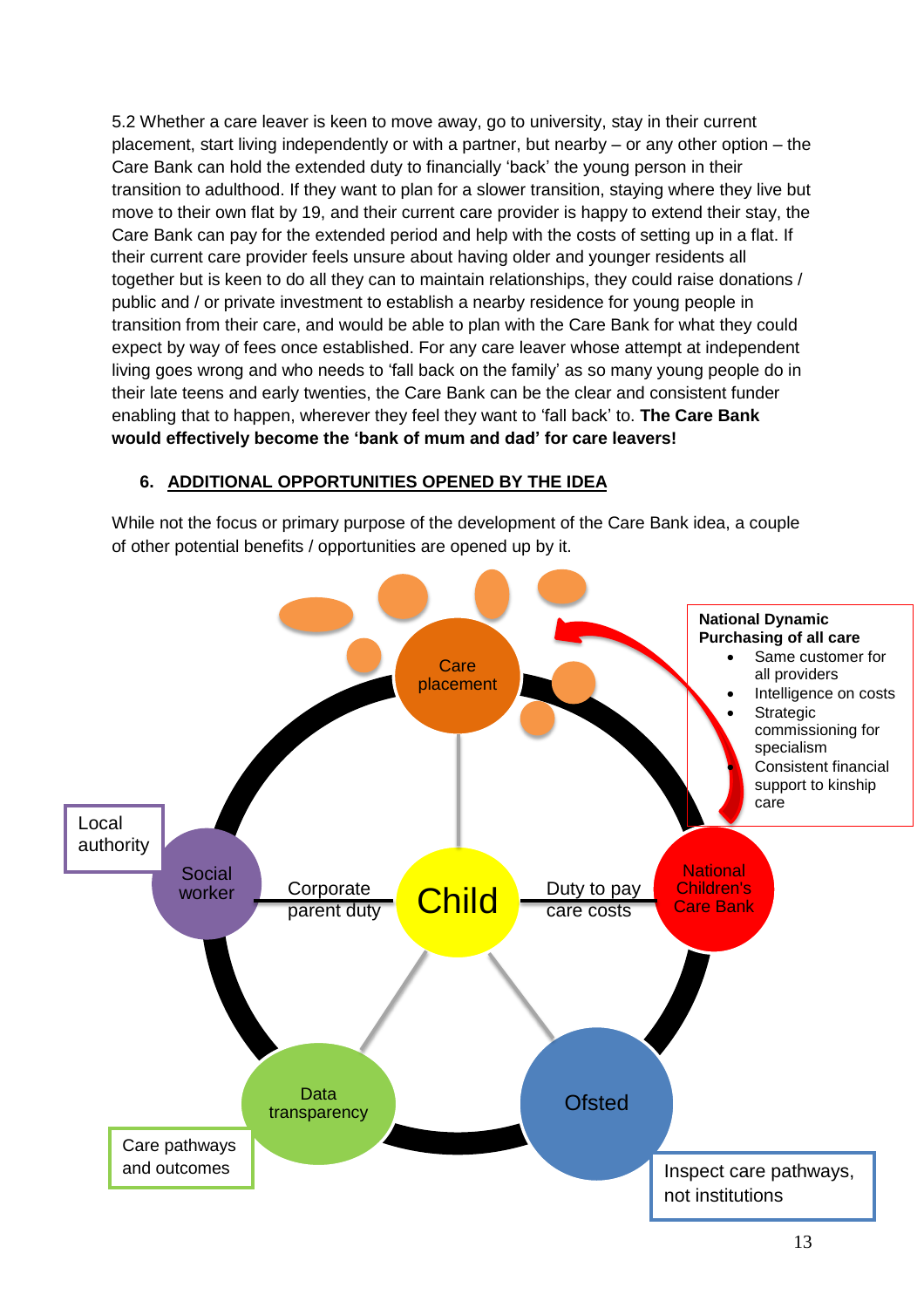5.2 Whether a care leaver is keen to move away, go to university, stay in their current placement, start living independently or with a partner, but nearby – or any other option – the Care Bank can hold the extended duty to financially 'back' the young person in their transition to adulthood. If they want to plan for a slower transition, staying where they live but move to their own flat by 19, and their current care provider is happy to extend their stay, the Care Bank can pay for the extended period and help with the costs of setting up in a flat. If their current care provider feels unsure about having older and younger residents all together but is keen to do all they can to maintain relationships, they could raise donations / public and / or private investment to establish a nearby residence for young people in transition from their care, and would be able to plan with the Care Bank for what they could expect by way of fees once established. For any care leaver whose attempt at independent living goes wrong and who needs to 'fall back on the family' as so many young people do in their late teens and early twenties, the Care Bank can be the clear and consistent funder enabling that to happen, wherever they feel they want to 'fall back' to. **The Care Bank would effectively become the 'bank of mum and dad' for care leavers!**

## 6. ADDITIONAL OPPORTUNITIES OPENED BY THE IDEA

While not the focus or primary purpose of the development of the Care Bank idea, a couple of other potential benefits / opportunities are opened up by it.

Care placement

**National Dynamic Purchasing of all care**

- Same customer for all providers
- Intelligence on costs
- Strategic commissioning for specialism
- Consistent financial support to kinship care

Local authority

Social worker

Corporate parent duty

Child

Duty to pay care costs

National Children's Care Bank

Data transparency

Ofsted

Care pathways and outcomes

Inspect care pathways, not institutions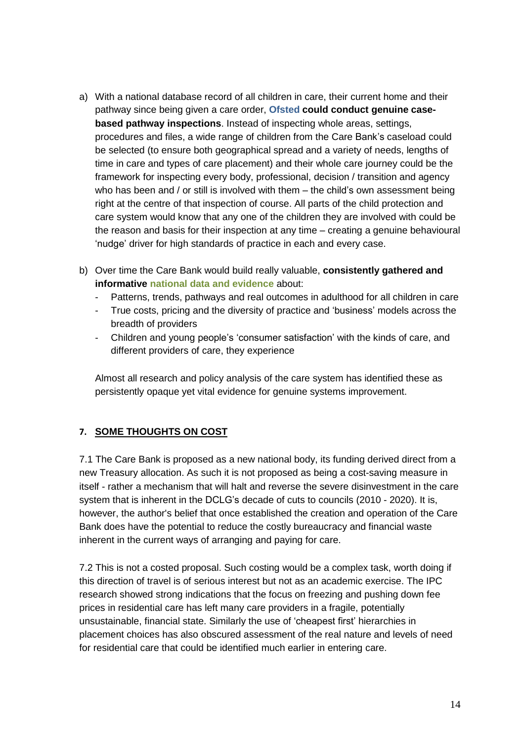a) With a national database record of all children in care, their current home and their pathway since being given a care order, **Ofsted could conduct genuine case-based pathway inspections**. Instead of inspecting whole areas, settings, procedures and files, a wide range of children from the Care Bank's caseload could be selected (to ensure both geographical spread and a variety of needs, lengths of time in care and types of care placement) and their whole care journey could be the framework for inspecting every body, professional, decision / transition and agency who has been and / or still is involved with them – the child's own assessment being right at the centre of that inspection of course. All parts of the child protection and care system would know that any one of the children they are involved with could be the reason and basis for their inspection at any time – creating a genuine behavioural 'nudge' driver for high standards of practice in each and every case.

b) Over time the Care Bank would build really valuable, **consistently gathered and informative national data and evidence** about:
   - Patterns, trends, pathways and real outcomes in adulthood for all children in care
   - True costs, pricing and the diversity of practice and 'business' models across the breadth of providers
   - Children and young people's 'consumer satisfaction' with the kinds of care, and different providers of care, they experience

   Almost all research and policy analysis of the care system has identified these as persistently opaque yet vital evidence for genuine systems improvement.

## 7. SOME THOUGHTS ON COST

7.1 The Care Bank is proposed as a new national body, its funding derived direct from a new Treasury allocation. As such it is not proposed as being a cost-saving measure in itself - rather a mechanism that will halt and reverse the severe disinvestment in the care system that is inherent in the DCLG's decade of cuts to councils (2010 - 2020). It is, however, the author's belief that once established the creation and operation of the Care Bank does have the potential to reduce the costly bureaucracy and financial waste inherent in the current ways of arranging and paying for care.

7.2 This is not a costed proposal. Such costing would be a complex task, worth doing if this direction of travel is of serious interest but not as an academic exercise. The IPC research showed strong indications that the focus on freezing and pushing down fee prices in residential care has left many care providers in a fragile, potentially unsustainable, financial state. Similarly the use of 'cheapest first' hierarchies in placement choices has also obscured assessment of the real nature and levels of need for residential care that could be identified much earlier in entering care.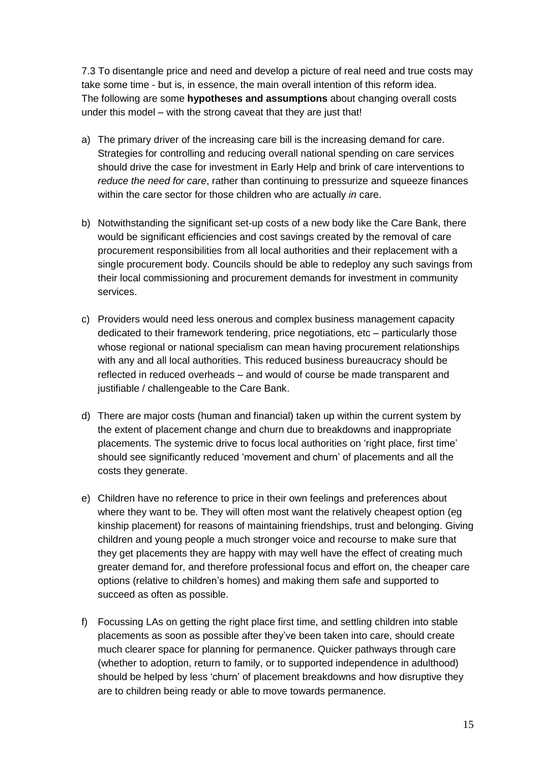7.3 To disentangle price and need and develop a picture of real need and true costs may take some time - but is, in essence, the main overall intention of this reform idea. The following are some **hypotheses and assumptions** about changing overall costs under this model – with the strong caveat that they are just that!

a) The primary driver of the increasing care bill is the increasing demand for care. Strategies for controlling and reducing overall national spending on care services should drive the case for investment in Early Help and brink of care interventions to *reduce the need for care*, rather than continuing to pressurize and squeeze finances within the care sector for those children who are actually *in* care.

b) Notwithstanding the significant set-up costs of a new body like the Care Bank, there would be significant efficiencies and cost savings created by the removal of care procurement responsibilities from all local authorities and their replacement with a single procurement body. Councils should be able to redeploy any such savings from their local commissioning and procurement demands for investment in community services.

c) Providers would need less onerous and complex business management capacity dedicated to their framework tendering, price negotiations, etc – particularly those whose regional or national specialism can mean having procurement relationships with any and all local authorities. This reduced business bureaucracy should be reflected in reduced overheads – and would of course be made transparent and justifiable / challengeable to the Care Bank.

d) There are major costs (human and financial) taken up within the current system by the extent of placement change and churn due to breakdowns and inappropriate placements. The systemic drive to focus local authorities on 'right place, first time' should see significantly reduced 'movement and churn' of placements and all the costs they generate.

e) Children have no reference to price in their own feelings and preferences about where they want to be. They will often most want the relatively cheapest option (eg kinship placement) for reasons of maintaining friendships, trust and belonging. Giving children and young people a much stronger voice and recourse to make sure that they get placements they are happy with may well have the effect of creating much greater demand for, and therefore professional focus and effort on, the cheaper care options (relative to children's homes) and making them safe and supported to succeed as often as possible.

f) Focussing LAs on getting the right place first time, and settling children into stable placements as soon as possible after they've been taken into care, should create much clearer space for planning for permanence. Quicker pathways through care (whether to adoption, return to family, or to supported independence in adulthood) should be helped by less 'churn' of placement breakdowns and how disruptive they are to children being ready or able to move towards permanence.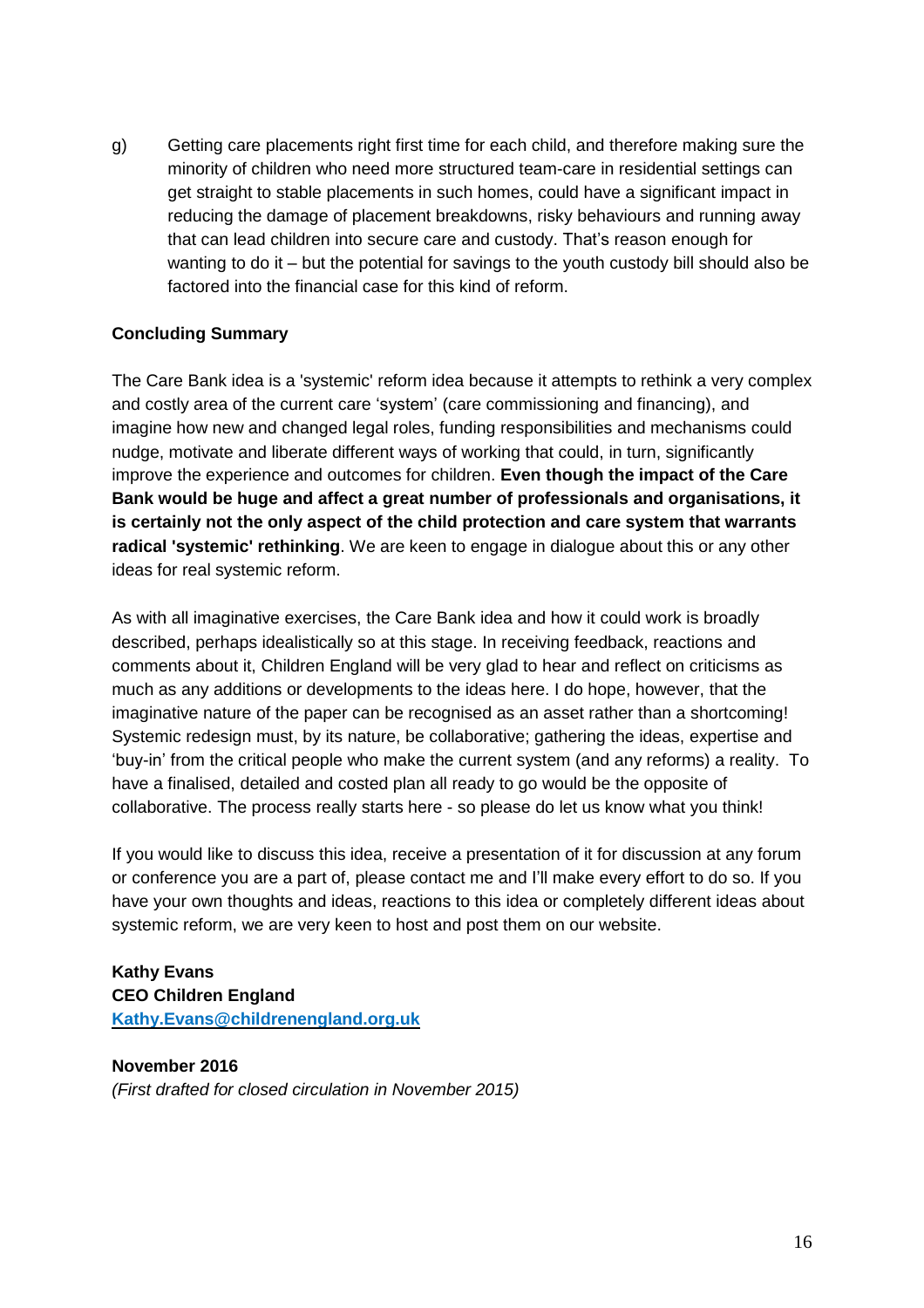g) Getting care placements right first time for each child, and therefore making sure the minority of children who need more structured team-care in residential settings can get straight to stable placements in such homes, could have a significant impact in reducing the damage of placement breakdowns, risky behaviours and running away that can lead children into secure care and custody. That's reason enough for wanting to do it – but the potential for savings to the youth custody bill should also be factored into the financial case for this kind of reform.

**Concluding Summary**

The Care Bank idea is a 'systemic' reform idea because it attempts to rethink a very complex and costly area of the current care 'system' (care commissioning and financing), and imagine how new and changed legal roles, funding responsibilities and mechanisms could nudge, motivate and liberate different ways of working that could, in turn, significantly improve the experience and outcomes for children. **Even though the impact of the Care Bank would be huge and affect a great number of professionals and organisations, it is certainly not the only aspect of the child protection and care system that warrants radical 'systemic' rethinking**. We are keen to engage in dialogue about this or any other ideas for real systemic reform.

As with all imaginative exercises, the Care Bank idea and how it could work is broadly described, perhaps idealistically so at this stage. In receiving feedback, reactions and comments about it, Children England will be very glad to hear and reflect on criticisms as much as any additions or developments to the ideas here. I do hope, however, that the imaginative nature of the paper can be recognised as an asset rather than a shortcoming! Systemic redesign must, by its nature, be collaborative; gathering the ideas, expertise and 'buy-in' from the critical people who make the current system (and any reforms) a reality. To have a finalised, detailed and costed plan all ready to go would be the opposite of collaborative. The process really starts here - so please do let us know what you think!

If you would like to discuss this idea, receive a presentation of it for discussion at any forum or conference you are a part of, please contact me and I'll make every effort to do so. If you have your own thoughts and ideas, reactions to this idea or completely different ideas about systemic reform, we are very keen to host and post them on our website.

**Kathy Evans**
**CEO Children England**
**Kathy.Evans@childrenengland.org.uk**

**November 2016**
*(First drafted for closed circulation in November 2015)*